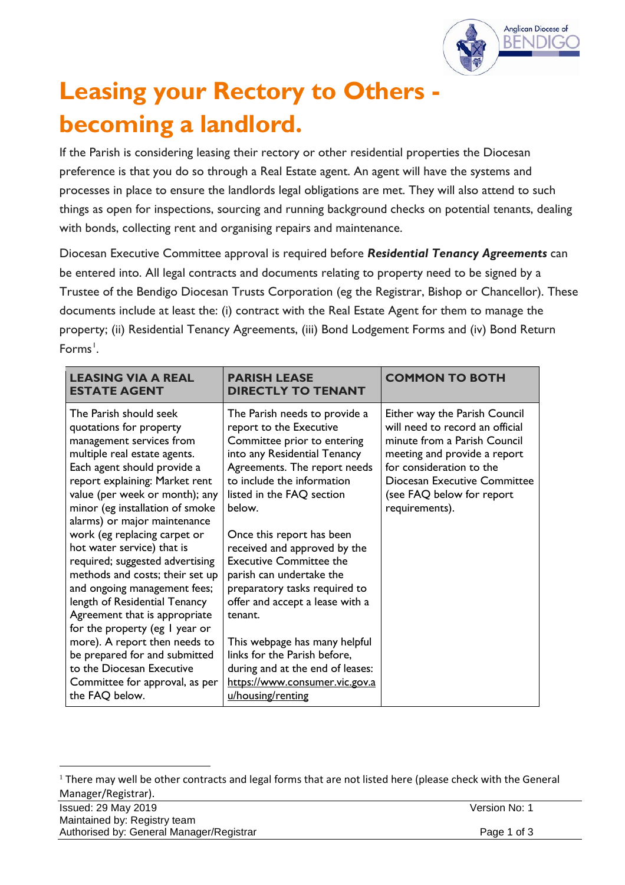# Leasing your Rectory to Others - becoming a landlord.

If the Parish is considering leasing their rectory or other residential properties the Diocesan preference is that you do so through a Real Estate agent. An agent will have the systems and processes in place to ensure the landlords legal obligations are met. They will also attend to such things as open for inspections, sourcing and running background checks on potential tenants, dealing with bonds, collecting rent and organising repairs and maintenance.

Diocesan Executive Committee approval is required before ***Residential Tenancy Agreements*** can be entered into. All legal contracts and documents relating to property need to be signed by a Trustee of the Bendigo Diocesan Trusts Corporation (eg the Registrar, Bishop or Chancellor). These documents include at least the: (i) contract with the Real Estate Agent for them to manage the property; (ii) Residential Tenancy Agreements, (iii) Bond Lodgement Forms and (iv) Bond Return Forms[1].

| LEASING VIA A REAL ESTATE AGENT | PARISH LEASE DIRECTLY TO TENANT | COMMON TO BOTH |
|---|---|---|
| The Parish should seek quotations for property management services from multiple real estate agents. Each agent should provide a report explaining: Market rent value (per week or month); any minor (eg installation of smoke alarms) or major maintenance work (eg replacing carpet or hot water service) that is required; suggested advertising methods and costs; their set up and ongoing management fees; length of Residential Tenancy Agreement that is appropriate for the property (eg 1 year or more). A report then needs to be prepared for and submitted to the Diocesan Executive Committee for approval, as per the FAQ below. | The Parish needs to provide a report to the Executive Committee prior to entering into any Residential Tenancy Agreements. The report needs to include the information listed in the FAQ section below.<br><br>Once this report has been received and approved by the Executive Committee the parish can undertake the preparatory tasks required to offer and accept a lease with a tenant.<br><br>This webpage has many helpful links for the Parish before, during and at the end of leases: https://www.consumer.vic.gov.au/housing/renting | Either way the Parish Council will need to record an official minute from a Parish Council meeting and provide a report for consideration to the Diocesan Executive Committee (see FAQ below for report requirements). |

[1] There may well be other contracts and legal forms that are not listed here (please check with the General Manager/Registrar).

Issued: 29 May 2019
Version No: 1
Maintained by: Registry team
Authorised by: General Manager/Registrar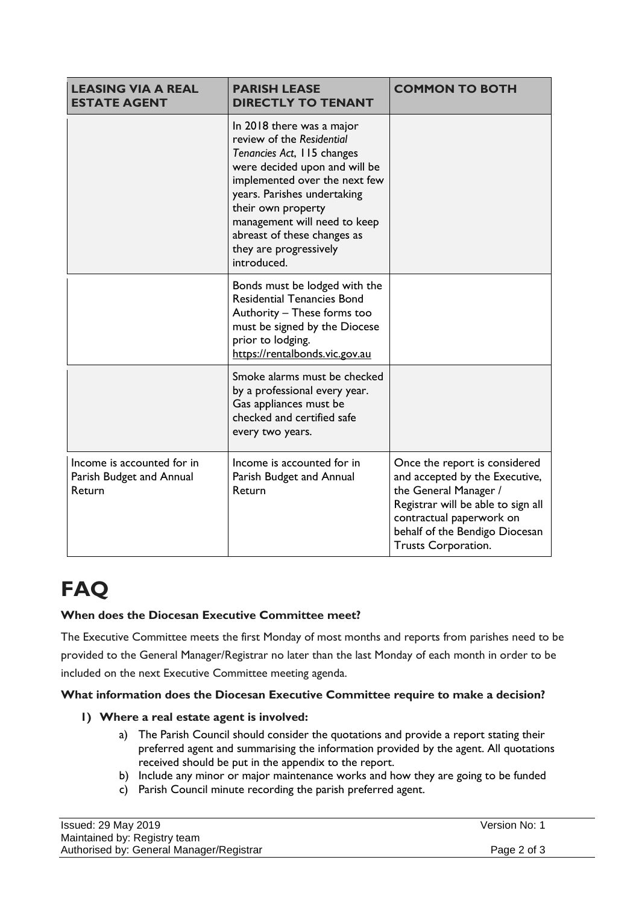| LEASING VIA A REAL ESTATE AGENT | PARISH LEASE DIRECTLY TO TENANT | COMMON TO BOTH |
|---|---|---|
| | In 2018 there was a major review of the *Residential Tenancies Act*, 115 changes were decided upon and will be implemented over the next few years. Parishes undertaking their own property management will need to keep abreast of these changes as they are progressively introduced. | |
| | Bonds must be lodged with the Residential Tenancies Bond Authority – These forms too must be signed by the Diocese prior to lodging. https://rentalbonds.vic.gov.au | |
| | Smoke alarms must be checked by a professional every year. Gas appliances must be checked and certified safe every two years. | |
| Income is accounted for in Parish Budget and Annual Return | Income is accounted for in Parish Budget and Annual Return | Once the report is considered and accepted by the Executive, the General Manager / Registrar will be able to sign all contractual paperwork on behalf of the Bendigo Diocesan Trusts Corporation. |

# FAQ

**When does the Diocesan Executive Committee meet?**

The Executive Committee meets the first Monday of most months and reports from parishes need to be provided to the General Manager/Registrar no later than the last Monday of each month in order to be included on the next Executive Committee meeting agenda.

**What information does the Diocesan Executive Committee require to make a decision?**

1) **Where a real estate agent is involved:**
   a) The Parish Council should consider the quotations and provide a report stating their preferred agent and summarising the information provided by the agent. All quotations received should be put in the appendix to the report.
   b) Include any minor or major maintenance works and how they are going to be funded
   c) Parish Council minute recording the parish preferred agent.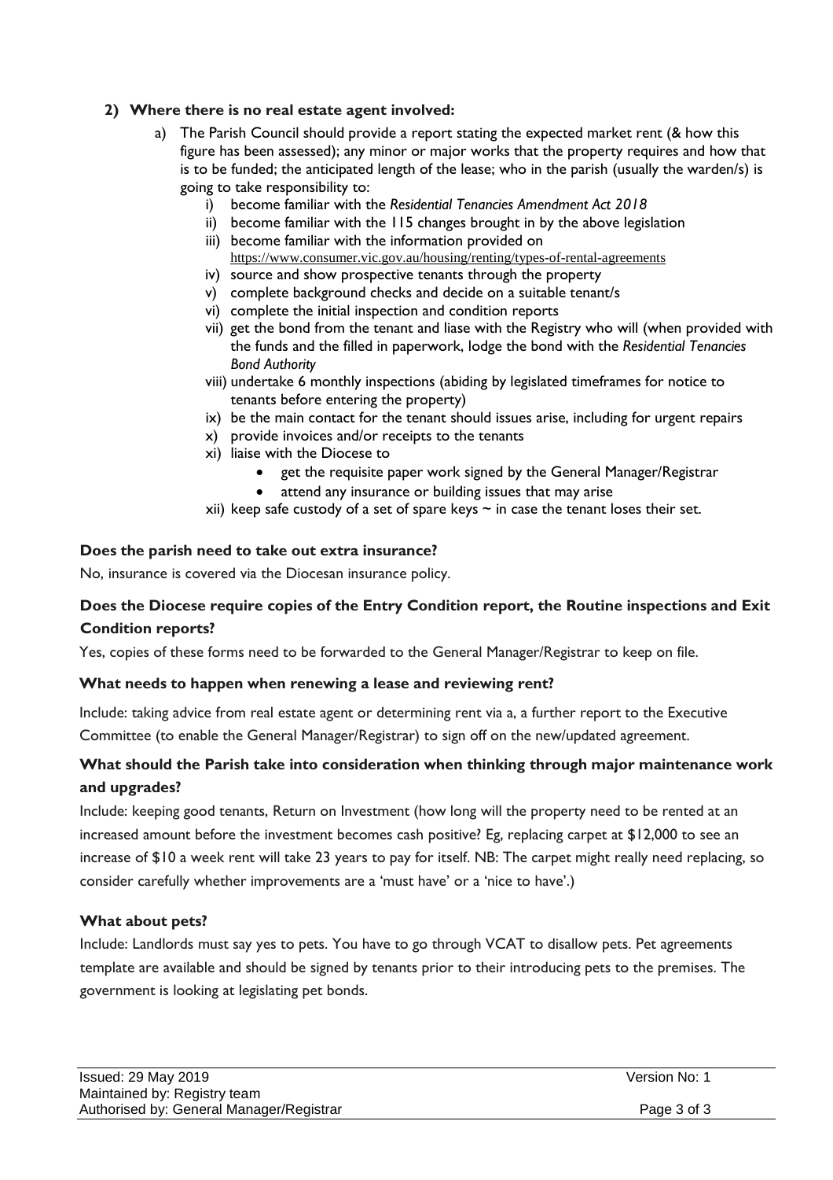## 2) Where there is no real estate agent involved:

a) The Parish Council should provide a report stating the expected market rent (& how this figure has been assessed); any minor or major works that the property requires and how that is to be funded; the anticipated length of the lease; who in the parish (usually the warden/s) is going to take responsibility to:

   i) become familiar with the *Residential Tenancies Amendment Act 2018*
   ii) become familiar with the 115 changes brought in by the above legislation
   iii) become familiar with the information provided on https://www.consumer.vic.gov.au/housing/renting/types-of-rental-agreements
   iv) source and show prospective tenants through the property
   v) complete background checks and decide on a suitable tenant/s
   vi) complete the initial inspection and condition reports
   vii) get the bond from the tenant and liase with the Registry who will (when provided with the funds and the filled in paperwork, lodge the bond with the *Residential Tenancies Bond Authority*
   viii) undertake 6 monthly inspections (abiding by legislated timeframes for notice to tenants before entering the property)
   ix) be the main contact for the tenant should issues arise, including for urgent repairs
   x) provide invoices and/or receipts to the tenants
   xi) liaise with the Diocese to
      - get the requisite paper work signed by the General Manager/Registrar
      - attend any insurance or building issues that may arise
   xii) keep safe custody of a set of spare keys ~ in case the tenant loses their set.

### Does the parish need to take out extra insurance?

No, insurance is covered via the Diocesan insurance policy.

### Does the Diocese require copies of the Entry Condition report, the Routine inspections and Exit Condition reports?

Yes, copies of these forms need to be forwarded to the General Manager/Registrar to keep on file.

### What needs to happen when renewing a lease and reviewing rent?

Include: taking advice from real estate agent or determining rent via a, a further report to the Executive Committee (to enable the General Manager/Registrar) to sign off on the new/updated agreement.

### What should the Parish take into consideration when thinking through major maintenance work and upgrades?

Include: keeping good tenants, Return on Investment (how long will the property need to be rented at an increased amount before the investment becomes cash positive? Eg, replacing carpet at $12,000 to see an increase of $10 a week rent will take 23 years to pay for itself. NB: The carpet might really need replacing, so consider carefully whether improvements are a 'must have' or a 'nice to have'.)

### What about pets?

Include: Landlords must say yes to pets. You have to go through VCAT to disallow pets. Pet agreements template are available and should be signed by tenants prior to their introducing pets to the premises. The government is looking at legislating pet bonds.

Issued: 29 May 2019
Maintained by: Registry team
Authorised by: General Manager/Registrar
Version No: 1